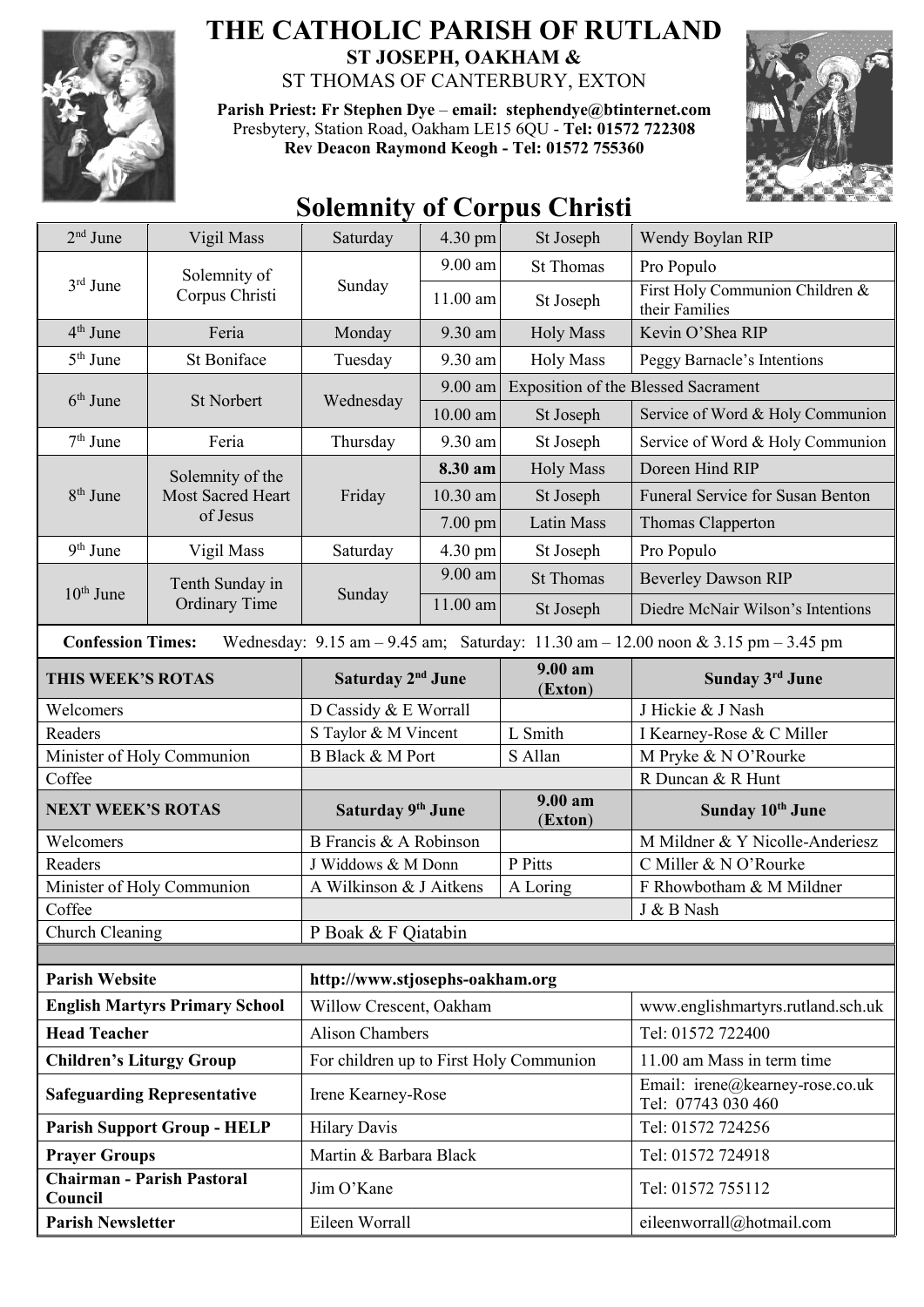# THE CATHOLIC PARISH OF RUTLAND

**ST JOSEPH, OAKHAM &**

ST THOMAS OF CANTERBURY, EXTON

**Parish Priest: Fr Stephen Dye** – **email: stephendye@btinternet.com**
Presbytery, Station Road, Oakham LE15 6QU - **Tel: 01572 722308**
**Rev Deacon Raymond Keogh - Tel: 01572 755360**

## Solemnity of Corpus Christi

| | | | | | |
|---|---|---|---|---|---|
| 2nd June | Vigil Mass | Saturday | 4.30 pm | St Joseph | Wendy Boylan RIP |
| 3rd June | Solemnity of Corpus Christi | Sunday | 9.00 am | St Thomas | Pro Populo |
| | | | 11.00 am | St Joseph | First Holy Communion Children & their Families |
| 4th June | Feria | Monday | 9.30 am | Holy Mass | Kevin O'Shea RIP |
| 5th June | St Boniface | Tuesday | 9.30 am | Holy Mass | Peggy Barnacle's Intentions |
| 6th June | St Norbert | Wednesday | 9.00 am | Exposition of the Blessed Sacrament | |
| | | | 10.00 am | St Joseph | Service of Word & Holy Communion |
| 7th June | Feria | Thursday | 9.30 am | St Joseph | Service of Word & Holy Communion |
| 8th June | Solemnity of the Most Sacred Heart of Jesus | Friday | **8.30 am** | Holy Mass | Doreen Hind RIP |
| | | | 10.30 am | St Joseph | Funeral Service for Susan Benton |
| | | | 7.00 pm | Latin Mass | Thomas Clapperton |
| 9th June | Vigil Mass | Saturday | 4.30 pm | St Joseph | Pro Populo |
| 10th June | Tenth Sunday in Ordinary Time | Sunday | 9.00 am | St Thomas | Beverley Dawson RIP |
| | | | 11.00 am | St Joseph | Diedre McNair Wilson's Intentions |

**Confession Times:** Wednesday: 9.15 am – 9.45 am; Saturday: 11.30 am – 12.00 noon & 3.15 pm – 3.45 pm

| **THIS WEEK'S ROTAS** | **Saturday 2nd June** | **9.00 am (Exton)** | **Sunday 3rd June** |
|---|---|---|---|
| Welcomers | D Cassidy & E Worrall | | J Hickie & J Nash |
| Readers | S Taylor & M Vincent | L Smith | I Kearney-Rose & C Miller |
| Minister of Holy Communion | B Black & M Port | S Allan | M Pryke & N O'Rourke |
| Coffee | | | R Duncan & R Hunt |
| **NEXT WEEK'S ROTAS** | **Saturday 9th June** | **9.00 am (Exton)** | **Sunday 10th June** |
| Welcomers | B Francis & A Robinson | | M Mildner & Y Nicolle-Anderiesz |
| Readers | J Widdows & M Donn | P Pitts | C Miller & N O'Rourke |
| Minister of Holy Communion | A Wilkinson & J Aitkens | A Loring | F Rhowbotham & M Mildner |
| Coffee | | | J & B Nash |
| Church Cleaning | P Boak & F Qiatabin | | |

| | | |
|---|---|---|
| **Parish Website** | **http://www.stjosephs-oakham.org** | |
| **English Martyrs Primary School** | Willow Crescent, Oakham | www.englishmartyrs.rutland.sch.uk |
| **Head Teacher** | Alison Chambers | Tel: 01572 722400 |
| **Children's Liturgy Group** | For children up to First Holy Communion | 11.00 am Mass in term time |
| **Safeguarding Representative** | Irene Kearney-Rose | Email: irene@kearney-rose.co.uk Tel: 07743 030 460 |
| **Parish Support Group - HELP** | Hilary Davis | Tel: 01572 724256 |
| **Prayer Groups** | Martin & Barbara Black | Tel: 01572 724918 |
| **Chairman - Parish Pastoral Council** | Jim O'Kane | Tel: 01572 755112 |
| **Parish Newsletter** | Eileen Worrall | eileenworrall@hotmail.com |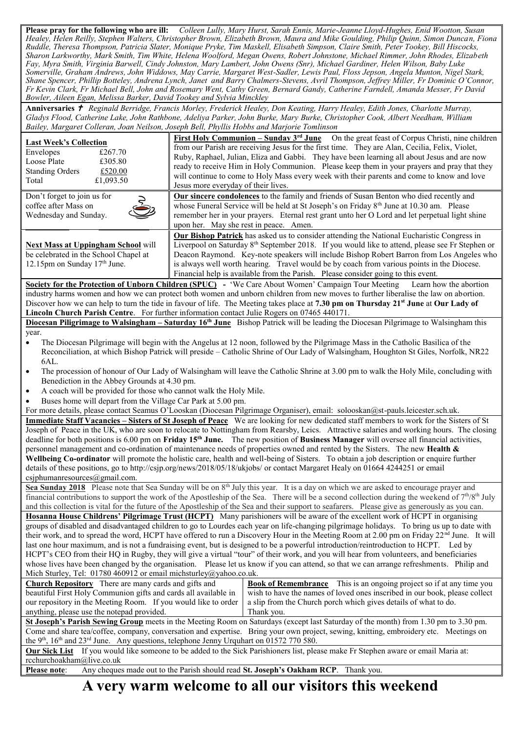**Please pray for the following who are ill:** *Colleen Lully, Mary Hurst, Sarah Ennis, Marie-Jeanne Lloyd-Hughes, Enid Wootton, Susan Healey, Helen Reilly, Stephen Walters, Christopher Brown, Elizabeth Brown, Maura and Mike Goulding, Philip Quinn, Simon Duncan, Fiona Ruddle, Theresa Thompson, Patricia Slater, Monique Pryke, Tim Maskell, Elisabeth Simpson, Claire Smith, Peter Tookey, Bill Hiscocks, Sharon Larkworthy, Mark Smith, Tim White, Helena Woolford, Megan Owens, Robert Johnstone, Michael Rimmer, John Rhodes, Elizabeth Fay, Myra Smith, Virginia Barwell, Cindy Johnston, Mary Lambert, John Owens (Snr), Michael Gardiner, Helen Wilson, Baby Luke Somerville, Graham Andrews, John Widdows, May Carrie, Margaret West-Sadler, Lewis Paul, Floss Jepson, Angela Munton, Nigel Stark, Shane Spencer, Phillip Botteley, Andrena Lynch, Janet and Barry Chalmers-Stevens, Avril Thompson, Jeffrey Miller, Fr Dominic O'Connor, Fr Kevin Clark, Fr Michael Bell, John and Rosemary Went, Cathy Green, Bernard Gandy, Catherine Farndell, Amanda Messer, Fr David Bowler, Aileen Egan, Melissa Barker, David Tookey and Sylvia Minckley*

**Anniversaries** ✝ *Reginald Berridge, Francis Morley, Frederick Healey, Don Keating, Harry Healey, Edith Jones, Charlotte Murray, Gladys Flood, Catherine Lake, John Rathbone, Adeliya Parker, John Burke, Mary Burke, Christopher Cook, Albert Needham, William Bailey, Margaret Colleran, Joan Neilson, Joseph Bell, Phyllis Hobbs and Marjorie Tomlinson*

**Last Week's Collection**

| | |
|---|---|
| Envelopes | £267.70 |
| Loose Plate | £305.80 |
| Standing Orders | £520.00 |
| Total | £1,093.50 |

**First Holy Communion – Sunday 3rd June** On the great feast of Corpus Christi, nine children from our Parish are receiving Jesus for the first time. They are Alan, Cecilia, Felix, Violet, Ruby, Raphael, Julian, Eliza and Gabbi. They have been learning all about Jesus and are now ready to receive Him in Holy Communion. Please keep them in your prayers and pray that they will continue to come to Holy Mass every week with their parents and come to know and love Jesus more everyday of their lives.

Don't forget to join us for coffee after Mass on Wednesday and Sunday.

**Our sincere condolences** to the family and friends of Susan Benton who died recently and whose Funeral Service will be held at St Joseph's on Friday 8th June at 10.30 am. Please remember her in your prayers. Eternal rest grant unto her O Lord and let perpetual light shine upon her. May she rest in peace. Amen.

**Next Mass at Uppingham School** will be celebrated in the School Chapel at 12.15pm on Sunday 17th June.

**Our Bishop Patrick** has asked us to consider attending the National Eucharistic Congress in Liverpool on Saturday 8th September 2018. If you would like to attend, please see Fr Stephen or Deacon Raymond. Key-note speakers will include Bishop Robert Barron from Los Angeles who is always well worth hearing. Travel would be by coach from various points in the Diocese. Financial help is available from the Parish. Please consider going to this event.

**Society for the Protection of Unborn Children (SPUC) -** 'We Care About Women' Campaign Tour Meeting Learn how the abortion industry harms women and how we can protect both women and unborn children from new moves to further liberalise the law on abortion. Discover how we can help to turn the tide in favour of life. The Meeting takes place at **7.30 pm on Thursday 21st June** at **Our Lady of Lincoln Church Parish Centre**. For further information contact Julie Rogers on 07465 440171.

**Diocesan Piligrimage to Walsingham – Saturday 16th June** Bishop Patrick will be leading the Diocesan Pilgrimage to Walsingham this year.

- The Diocesan Pilgrimage will begin with the Angelus at 12 noon, followed by the Pilgrimage Mass in the Catholic Basilica of the Reconciliation, at which Bishop Patrick will preside – Catholic Shrine of Our Lady of Walsingham, Houghton St Giles, Norfolk, NR22 6AL.
- The procession of honour of Our Lady of Walsingham will leave the Catholic Shrine at 3.00 pm to walk the Holy Mile, concluding with Benediction in the Abbey Grounds at 4.30 pm.
- A coach will be provided for those who cannot walk the Holy Mile.
- Buses home will depart from the Village Car Park at 5.00 pm.

For more details, please contact Seamus O'Looskan (Diocesan Pilgrimage Organiser), email: solooskan@st-pauls.leicester.sch.uk.

**Immediate Staff Vacancies – Sisters of St Joseph of Peace** We are looking for new dedicated staff members to work for the Sisters of St Joseph of Peace in the UK, who are soon to relocate to Nottingham from Rearsby, Leics. Attractive salaries and working hours. The closing deadline for both positions is 6.00 pm on **Friday 15th June.** The new position of **Business Manager** will oversee all financial activities, personnel management and co-ordination of maintenance needs of properties owned and rented by the Sisters. The new **Health & Wellbeing Co-ordinator** will promote the holistic care, health and well-being of Sisters. To obtain a job description or enquire further details of these positions, go to http://csjp.org/news/2018/05/18/ukjobs/ or contact Margaret Healy on 01664 4244251 or email csjphumanresources@gmail.com.

**Sea Sunday 2018** Please note that Sea Sunday will be on 8th July this year. It is a day on which we are asked to encourage prayer and financial contributions to support the work of the Apostleship of the Sea. There will be a second collection during the weekend of 7th/8th July and this collection is vital for the future of the Apostleship of the Sea and their support to seafarers. Please give as generously as you can.

**Hosanna House Childrens' Pilgrimage Trust (HCPT)** Many parishioners will be aware of the excellent work of HCPT in organising groups of disabled and disadvantaged children to go to Lourdes each year on life-changing pilgrimage holidays. To bring us up to date with their work, and to spread the word, HCPT have offered to run a Discovery Hour in the Meeting Room at 2.00 pm on Friday 22nd June. It will last one hour maximum, and is not a fundraising event, but is designed to be a powerful introduction/reintroduction to HCPT. Led by HCPT's CEO from their HQ in Rugby, they will give a virtual "tour" of their work, and you will hear from volunteers, and beneficiaries whose lives have been changed by the organisation. Please let us know if you can attend, so that we can arrange refreshments. Philip and Mich Sturley, Tel: 01780 460912 or email michsturley@yahoo.co.uk.

**Church Repository** There are many cards and gifts and beautiful First Holy Communion gifts and cards all available in our repository in the Meeting Room. If you would like to order anything, please use the notepad provided.

**Book of Remembrance** This is an ongoing project so if at any time you wish to have the names of loved ones inscribed in our book, please collect a slip from the Church porch which gives details of what to do. Thank you.

**St Joseph's Parish Sewing Group** meets in the Meeting Room on Saturdays (except last Saturday of the month) from 1.30 pm to 3.30 pm. Come and share tea/coffee, company, conversation and expertise. Bring your own project, sewing, knitting, embroidery etc. Meetings on the 9th, 16th and 23rd June. Any questions, telephone Jenny Urquhart on 01572 770 580.

**Our Sick List** If you would like someone to be added to the Sick Parishioners list, please make Fr Stephen aware or email Maria at: rcchurchoakham@live.co.uk

**Please note**: Any cheques made out to the Parish should read **St. Joseph's Oakham RCP**. Thank you.

# A very warm welcome to all our visitors this weekend